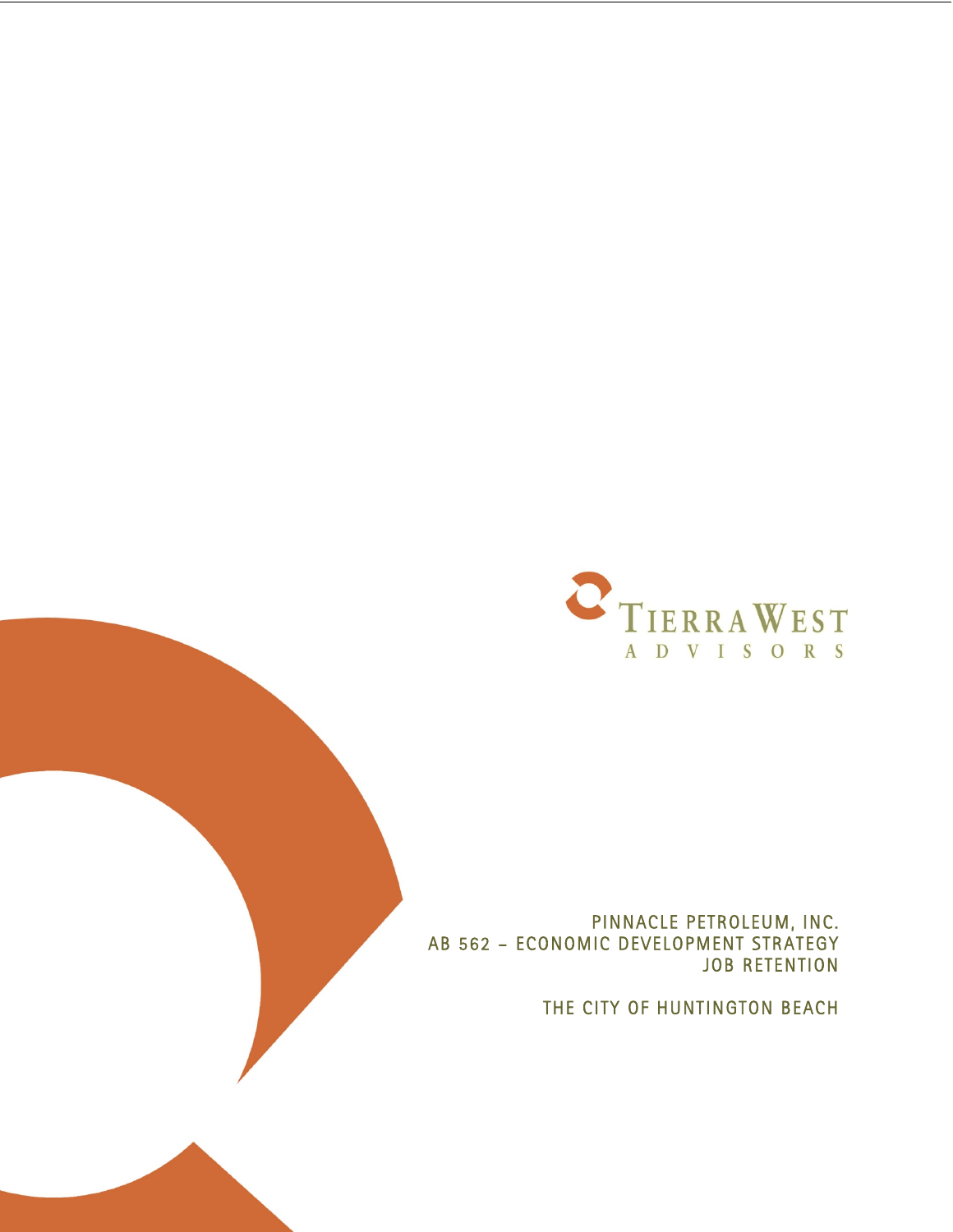TIERRA WEST

ADVISORS

# PINNACLE PETROLEUM, INC.

# AB 562 – ECONOMIC DEVELOPMENT STRATEGY

# JOB RETENTION

## THE CITY OF HUNTINGTON BEACH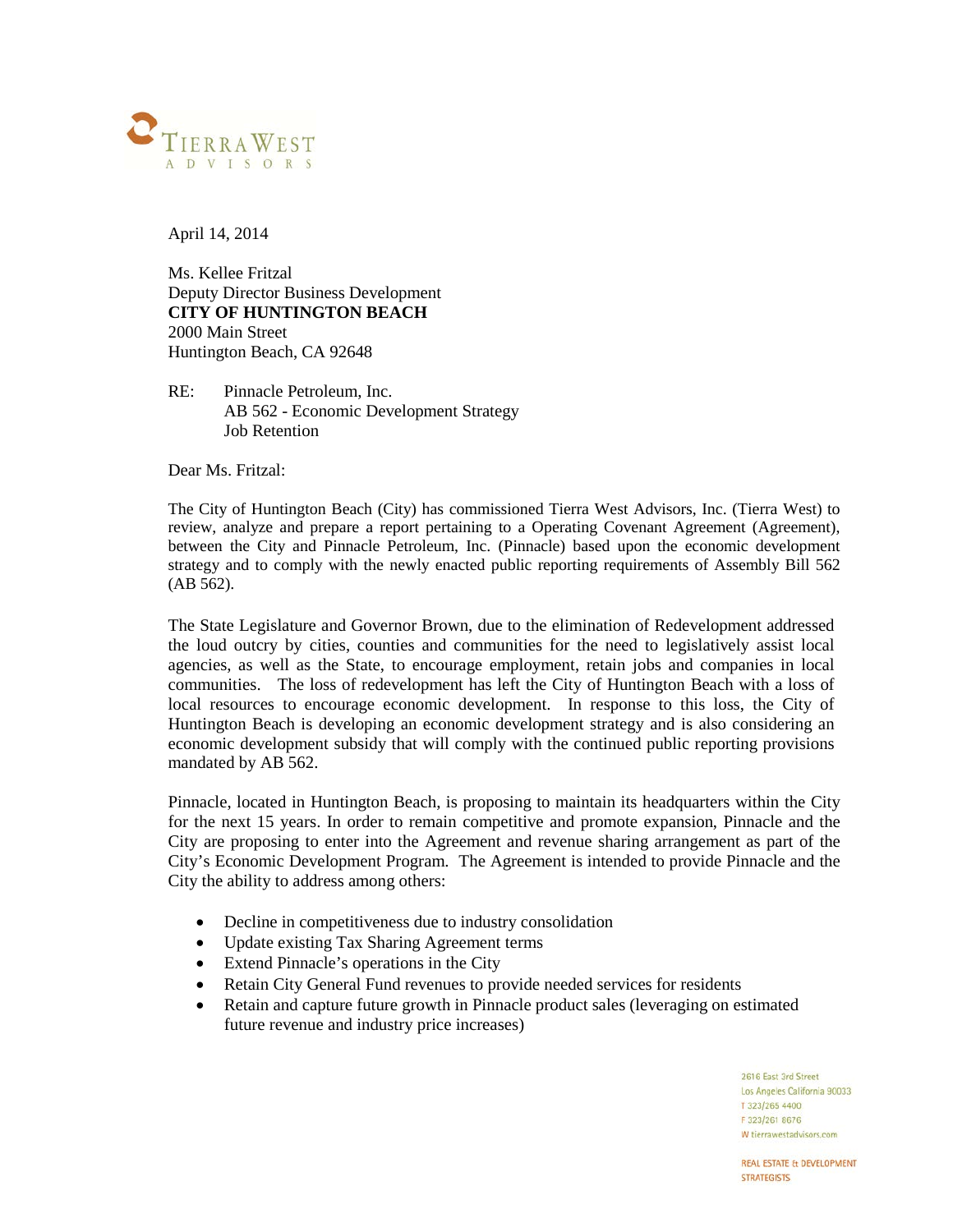TIERRA WEST
ADVISORS

April 14, 2014

Ms. Kellee Fritzal
Deputy Director Business Development
**CITY OF HUNTINGTON BEACH**
2000 Main Street
Huntington Beach, CA 92648

RE: Pinnacle Petroleum, Inc.
AB 562 - Economic Development Strategy
Job Retention

Dear Ms. Fritzal:

The City of Huntington Beach (City) has commissioned Tierra West Advisors, Inc. (Tierra West) to review, analyze and prepare a report pertaining to a Operating Covenant Agreement (Agreement), between the City and Pinnacle Petroleum, Inc. (Pinnacle) based upon the economic development strategy and to comply with the newly enacted public reporting requirements of Assembly Bill 562 (AB 562).

The State Legislature and Governor Brown, due to the elimination of Redevelopment addressed the loud outcry by cities, counties and communities for the need to legislatively assist local agencies, as well as the State, to encourage employment, retain jobs and companies in local communities. The loss of redevelopment has left the City of Huntington Beach with a loss of local resources to encourage economic development. In response to this loss, the City of Huntington Beach is developing an economic development strategy and is also considering an economic development subsidy that will comply with the continued public reporting provisions mandated by AB 562.

Pinnacle, located in Huntington Beach, is proposing to maintain its headquarters within the City for the next 15 years. In order to remain competitive and promote expansion, Pinnacle and the City are proposing to enter into the Agreement and revenue sharing arrangement as part of the City's Economic Development Program. The Agreement is intended to provide Pinnacle and the City the ability to address among others:

- Decline in competitiveness due to industry consolidation
- Update existing Tax Sharing Agreement terms
- Extend Pinnacle's operations in the City
- Retain City General Fund revenues to provide needed services for residents
- Retain and capture future growth in Pinnacle product sales (leveraging on estimated future revenue and industry price increases)

2616 East 3rd Street
Los Angeles California 90033
T 323/265 4400
F 323/261 8676
W tierrawestadvisors.com

REAL ESTATE & DEVELOPMENT STRATEGISTS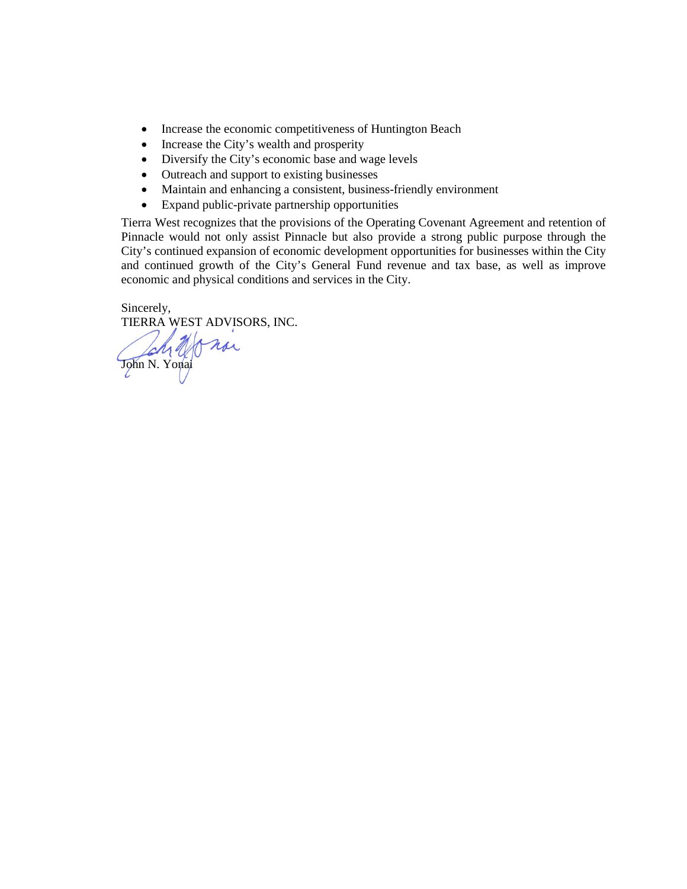- Increase the economic competitiveness of Huntington Beach
- Increase the City's wealth and prosperity
- Diversify the City's economic base and wage levels
- Outreach and support to existing businesses
- Maintain and enhancing a consistent, business-friendly environment
- Expand public-private partnership opportunities

Tierra West recognizes that the provisions of the Operating Covenant Agreement and retention of Pinnacle would not only assist Pinnacle but also provide a strong public purpose through the City's continued expansion of economic development opportunities for businesses within the City and continued growth of the City's General Fund revenue and tax base, as well as improve economic and physical conditions and services in the City.

Sincerely,
TIERRA WEST ADVISORS, INC.

John N. Yonai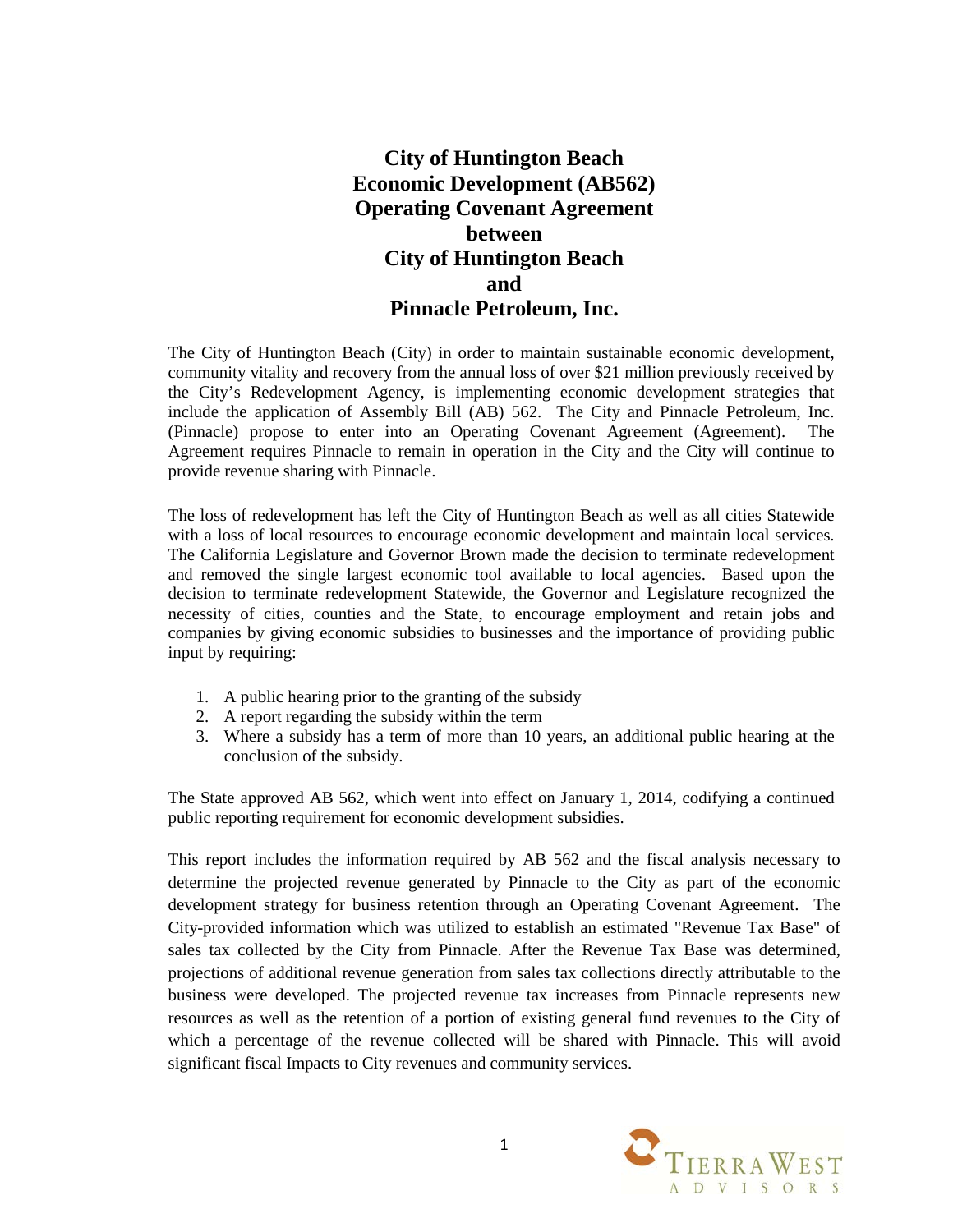# City of Huntington Beach Economic Development (AB562) Operating Covenant Agreement between City of Huntington Beach and Pinnacle Petroleum, Inc.

The City of Huntington Beach (City) in order to maintain sustainable economic development, community vitality and recovery from the annual loss of over $21 million previously received by the City's Redevelopment Agency, is implementing economic development strategies that include the application of Assembly Bill (AB) 562. The City and Pinnacle Petroleum, Inc. (Pinnacle) propose to enter into an Operating Covenant Agreement (Agreement). The Agreement requires Pinnacle to remain in operation in the City and the City will continue to provide revenue sharing with Pinnacle.

The loss of redevelopment has left the City of Huntington Beach as well as all cities Statewide with a loss of local resources to encourage economic development and maintain local services. The California Legislature and Governor Brown made the decision to terminate redevelopment and removed the single largest economic tool available to local agencies. Based upon the decision to terminate redevelopment Statewide, the Governor and Legislature recognized the necessity of cities, counties and the State, to encourage employment and retain jobs and companies by giving economic subsidies to businesses and the importance of providing public input by requiring:

1. A public hearing prior to the granting of the subsidy
2. A report regarding the subsidy within the term
3. Where a subsidy has a term of more than 10 years, an additional public hearing at the conclusion of the subsidy.

The State approved AB 562, which went into effect on January 1, 2014, codifying a continued public reporting requirement for economic development subsidies.

This report includes the information required by AB 562 and the fiscal analysis necessary to determine the projected revenue generated by Pinnacle to the City as part of the economic development strategy for business retention through an Operating Covenant Agreement. The City-provided information which was utilized to establish an estimated "Revenue Tax Base" of sales tax collected by the City from Pinnacle. After the Revenue Tax Base was determined, projections of additional revenue generation from sales tax collections directly attributable to the business were developed. The projected revenue tax increases from Pinnacle represents new resources as well as the retention of a portion of existing general fund revenues to the City of which a percentage of the revenue collected will be shared with Pinnacle. This will avoid significant fiscal Impacts to City revenues and community services.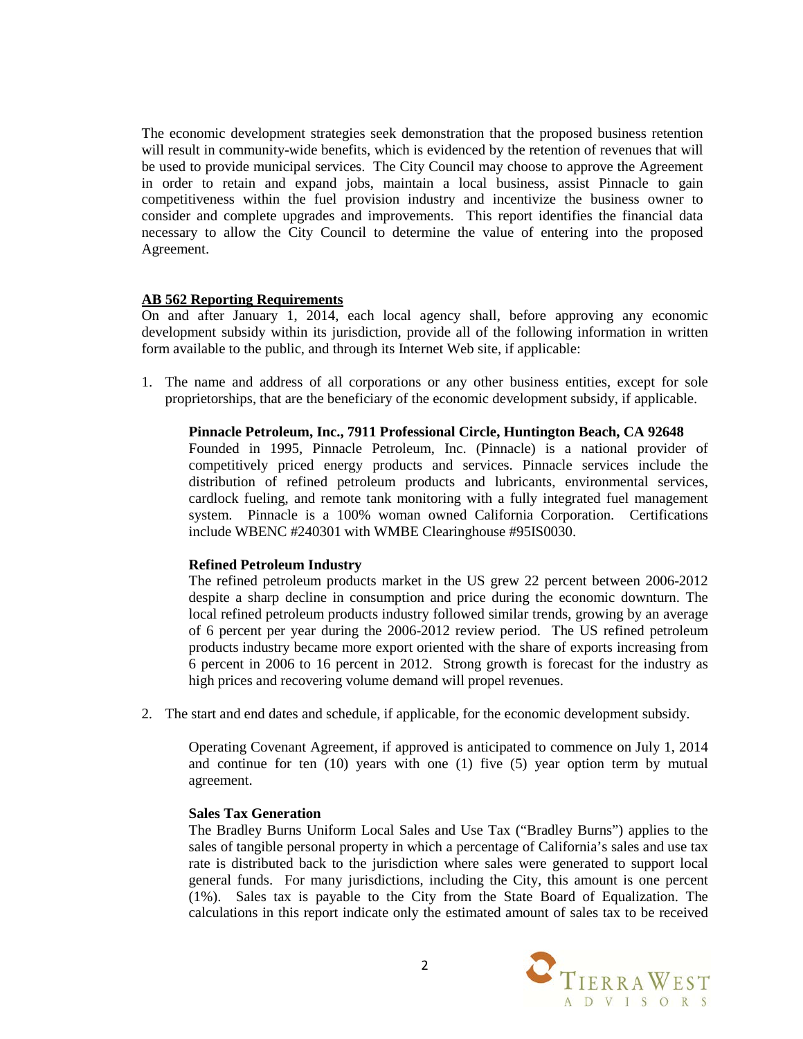The economic development strategies seek demonstration that the proposed business retention will result in community-wide benefits, which is evidenced by the retention of revenues that will be used to provide municipal services. The City Council may choose to approve the Agreement in order to retain and expand jobs, maintain a local business, assist Pinnacle to gain competitiveness within the fuel provision industry and incentivize the business owner to consider and complete upgrades and improvements. This report identifies the financial data necessary to allow the City Council to determine the value of entering into the proposed Agreement.

## AB 562 Reporting Requirements

On and after January 1, 2014, each local agency shall, before approving any economic development subsidy within its jurisdiction, provide all of the following information in written form available to the public, and through its Internet Web site, if applicable:

1. The name and address of all corporations or any other business entities, except for sole proprietorships, that are the beneficiary of the economic development subsidy, if applicable.

   **Pinnacle Petroleum, Inc., 7911 Professional Circle, Huntington Beach, CA 92648**
   Founded in 1995, Pinnacle Petroleum, Inc. (Pinnacle) is a national provider of competitively priced energy products and services. Pinnacle services include the distribution of refined petroleum products and lubricants, environmental services, cardlock fueling, and remote tank monitoring with a fully integrated fuel management system. Pinnacle is a 100% woman owned California Corporation. Certifications include WBENC #240301 with WMBE Clearinghouse #95IS0030.

   **Refined Petroleum Industry**
   The refined petroleum products market in the US grew 22 percent between 2006-2012 despite a sharp decline in consumption and price during the economic downturn. The local refined petroleum products industry followed similar trends, growing by an average of 6 percent per year during the 2006-2012 review period. The US refined petroleum products industry became more export oriented with the share of exports increasing from 6 percent in 2006 to 16 percent in 2012. Strong growth is forecast for the industry as high prices and recovering volume demand will propel revenues.

2. The start and end dates and schedule, if applicable, for the economic development subsidy.

   Operating Covenant Agreement, if approved is anticipated to commence on July 1, 2014 and continue for ten (10) years with one (1) five (5) year option term by mutual agreement.

   **Sales Tax Generation**
   The Bradley Burns Uniform Local Sales and Use Tax ("Bradley Burns") applies to the sales of tangible personal property in which a percentage of California's sales and use tax rate is distributed back to the jurisdiction where sales were generated to support local general funds. For many jurisdictions, including the City, this amount is one percent (1%). Sales tax is payable to the City from the State Board of Equalization. The calculations in this report indicate only the estimated amount of sales tax to be received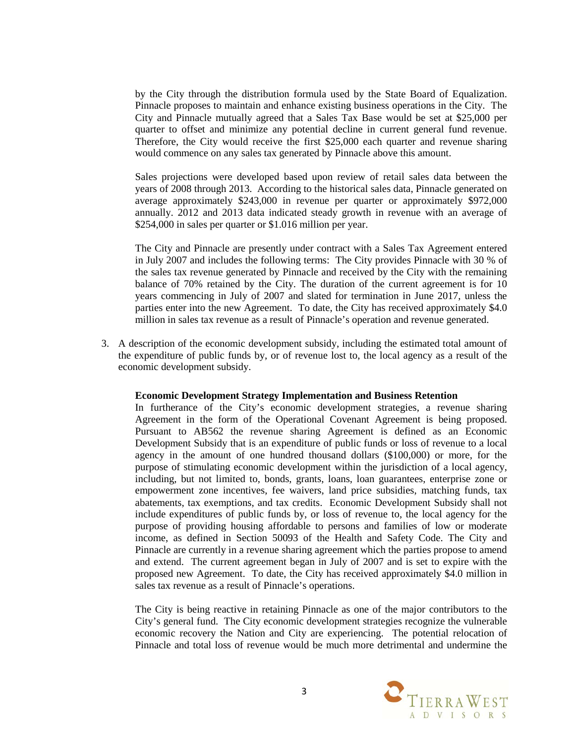by the City through the distribution formula used by the State Board of Equalization. Pinnacle proposes to maintain and enhance existing business operations in the City. The City and Pinnacle mutually agreed that a Sales Tax Base would be set at $25,000 per quarter to offset and minimize any potential decline in current general fund revenue. Therefore, the City would receive the first $25,000 each quarter and revenue sharing would commence on any sales tax generated by Pinnacle above this amount.

Sales projections were developed based upon review of retail sales data between the years of 2008 through 2013. According to the historical sales data, Pinnacle generated on average approximately $243,000 in revenue per quarter or approximately $972,000 annually. 2012 and 2013 data indicated steady growth in revenue with an average of $254,000 in sales per quarter or $1.016 million per year.

The City and Pinnacle are presently under contract with a Sales Tax Agreement entered in July 2007 and includes the following terms: The City provides Pinnacle with 30 % of the sales tax revenue generated by Pinnacle and received by the City with the remaining balance of 70% retained by the City. The duration of the current agreement is for 10 years commencing in July of 2007 and slated for termination in June 2017, unless the parties enter into the new Agreement. To date, the City has received approximately $4.0 million in sales tax revenue as a result of Pinnacle's operation and revenue generated.

3. A description of the economic development subsidy, including the estimated total amount of the expenditure of public funds by, or of revenue lost to, the local agency as a result of the economic development subsidy.

**Economic Development Strategy Implementation and Business Retention**

In furtherance of the City's economic development strategies, a revenue sharing Agreement in the form of the Operational Covenant Agreement is being proposed. Pursuant to AB562 the revenue sharing Agreement is defined as an Economic Development Subsidy that is an expenditure of public funds or loss of revenue to a local agency in the amount of one hundred thousand dollars ($100,000) or more, for the purpose of stimulating economic development within the jurisdiction of a local agency, including, but not limited to, bonds, grants, loans, loan guarantees, enterprise zone or empowerment zone incentives, fee waivers, land price subsidies, matching funds, tax abatements, tax exemptions, and tax credits. Economic Development Subsidy shall not include expenditures of public funds by, or loss of revenue to, the local agency for the purpose of providing housing affordable to persons and families of low or moderate income, as defined in Section 50093 of the Health and Safety Code. The City and Pinnacle are currently in a revenue sharing agreement which the parties propose to amend and extend. The current agreement began in July of 2007 and is set to expire with the proposed new Agreement. To date, the City has received approximately $4.0 million in sales tax revenue as a result of Pinnacle's operations.

The City is being reactive in retaining Pinnacle as one of the major contributors to the City's general fund. The City economic development strategies recognize the vulnerable economic recovery the Nation and City are experiencing. The potential relocation of Pinnacle and total loss of revenue would be much more detrimental and undermine the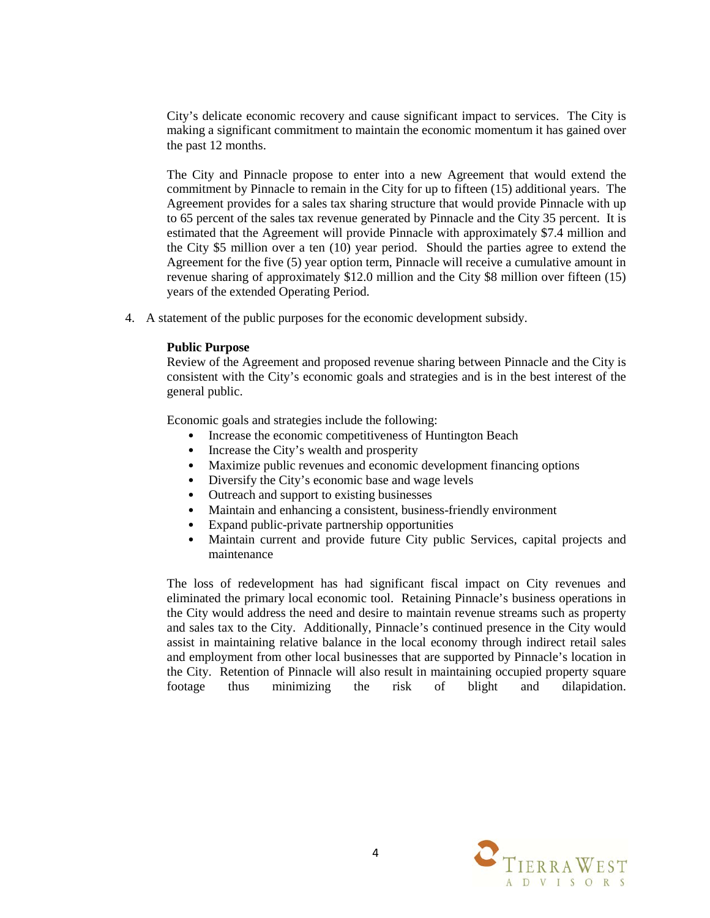City's delicate economic recovery and cause significant impact to services. The City is making a significant commitment to maintain the economic momentum it has gained over the past 12 months.

The City and Pinnacle propose to enter into a new Agreement that would extend the commitment by Pinnacle to remain in the City for up to fifteen (15) additional years. The Agreement provides for a sales tax sharing structure that would provide Pinnacle with up to 65 percent of the sales tax revenue generated by Pinnacle and the City 35 percent. It is estimated that the Agreement will provide Pinnacle with approximately $7.4 million and the City $5 million over a ten (10) year period. Should the parties agree to extend the Agreement for the five (5) year option term, Pinnacle will receive a cumulative amount in revenue sharing of approximately $12.0 million and the City $8 million over fifteen (15) years of the extended Operating Period.

4. A statement of the public purposes for the economic development subsidy.

**Public Purpose**

Review of the Agreement and proposed revenue sharing between Pinnacle and the City is consistent with the City's economic goals and strategies and is in the best interest of the general public.

Economic goals and strategies include the following:

- Increase the economic competitiveness of Huntington Beach
- Increase the City's wealth and prosperity
- Maximize public revenues and economic development financing options
- Diversify the City's economic base and wage levels
- Outreach and support to existing businesses
- Maintain and enhancing a consistent, business-friendly environment
- Expand public-private partnership opportunities
- Maintain current and provide future City public Services, capital projects and maintenance

The loss of redevelopment has had significant fiscal impact on City revenues and eliminated the primary local economic tool. Retaining Pinnacle's business operations in the City would address the need and desire to maintain revenue streams such as property and sales tax to the City. Additionally, Pinnacle's continued presence in the City would assist in maintaining relative balance in the local economy through indirect retail sales and employment from other local businesses that are supported by Pinnacle's location in the City. Retention of Pinnacle will also result in maintaining occupied property square footage thus minimizing the risk of blight and dilapidation.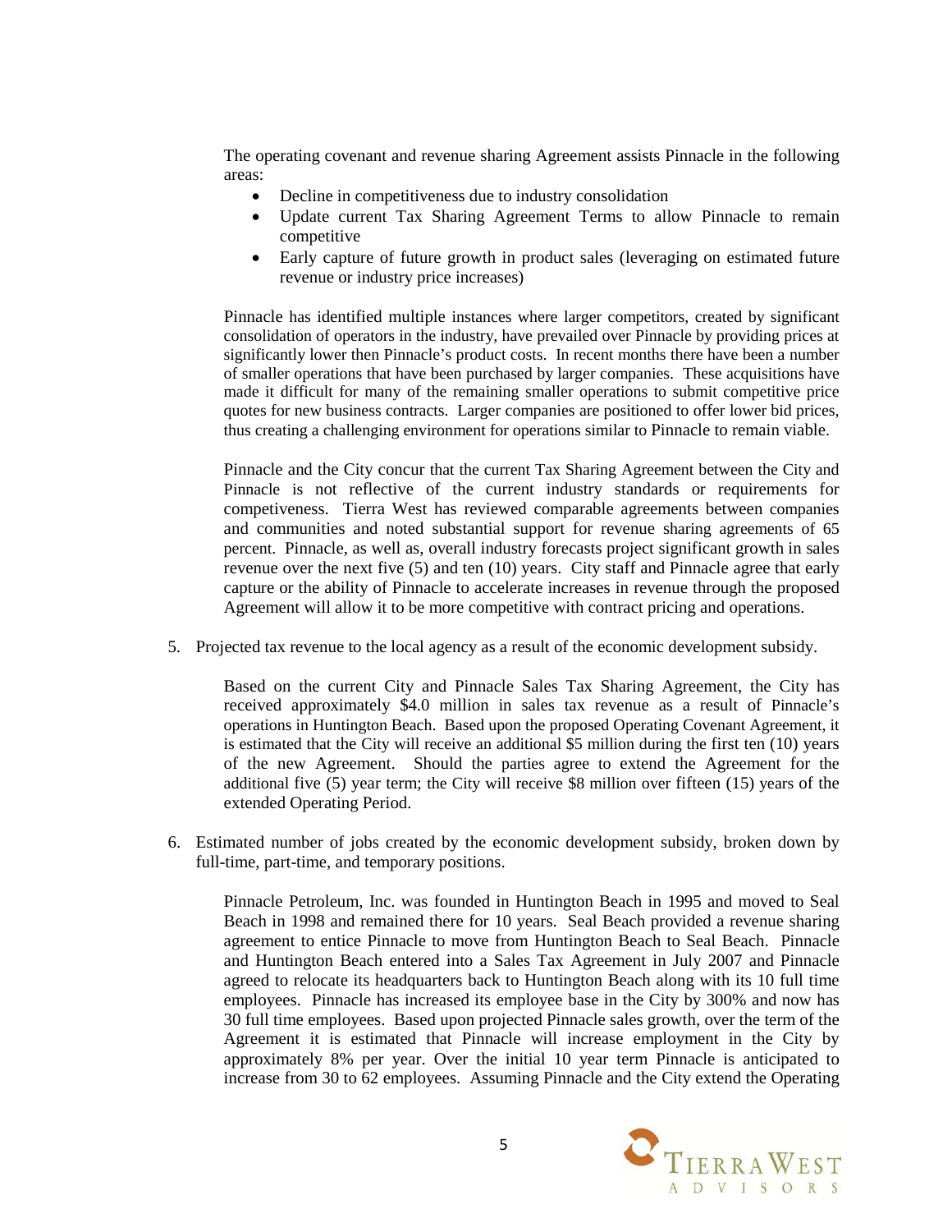The operating covenant and revenue sharing Agreement assists Pinnacle in the following areas:

- Decline in competitiveness due to industry consolidation
- Update current Tax Sharing Agreement Terms to allow Pinnacle to remain competitive
- Early capture of future growth in product sales (leveraging on estimated future revenue or industry price increases)

Pinnacle has identified multiple instances where larger competitors, created by significant consolidation of operators in the industry, have prevailed over Pinnacle by providing prices at significantly lower then Pinnacle's product costs. In recent months there have been a number of smaller operations that have been purchased by larger companies. These acquisitions have made it difficult for many of the remaining smaller operations to submit competitive price quotes for new business contracts. Larger companies are positioned to offer lower bid prices, thus creating a challenging environment for operations similar to Pinnacle to remain viable.

Pinnacle and the City concur that the current Tax Sharing Agreement between the City and Pinnacle is not reflective of the current industry standards or requirements for competiveness. Tierra West has reviewed comparable agreements between companies and communities and noted substantial support for revenue sharing agreements of 65 percent. Pinnacle, as well as, overall industry forecasts project significant growth in sales revenue over the next five (5) and ten (10) years. City staff and Pinnacle agree that early capture or the ability of Pinnacle to accelerate increases in revenue through the proposed Agreement will allow it to be more competitive with contract pricing and operations.

5. Projected tax revenue to the local agency as a result of the economic development subsidy.

   Based on the current City and Pinnacle Sales Tax Sharing Agreement, the City has received approximately $4.0 million in sales tax revenue as a result of Pinnacle's operations in Huntington Beach. Based upon the proposed Operating Covenant Agreement, it is estimated that the City will receive an additional $5 million during the first ten (10) years of the new Agreement. Should the parties agree to extend the Agreement for the additional five (5) year term; the City will receive $8 million over fifteen (15) years of the extended Operating Period.

6. Estimated number of jobs created by the economic development subsidy, broken down by full-time, part-time, and temporary positions.

   Pinnacle Petroleum, Inc. was founded in Huntington Beach in 1995 and moved to Seal Beach in 1998 and remained there for 10 years. Seal Beach provided a revenue sharing agreement to entice Pinnacle to move from Huntington Beach to Seal Beach. Pinnacle and Huntington Beach entered into a Sales Tax Agreement in July 2007 and Pinnacle agreed to relocate its headquarters back to Huntington Beach along with its 10 full time employees. Pinnacle has increased its employee base in the City by 300% and now has 30 full time employees. Based upon projected Pinnacle sales growth, over the term of the Agreement it is estimated that Pinnacle will increase employment in the City by approximately 8% per year. Over the initial 10 year term Pinnacle is anticipated to increase from 30 to 62 employees. Assuming Pinnacle and the City extend the Operating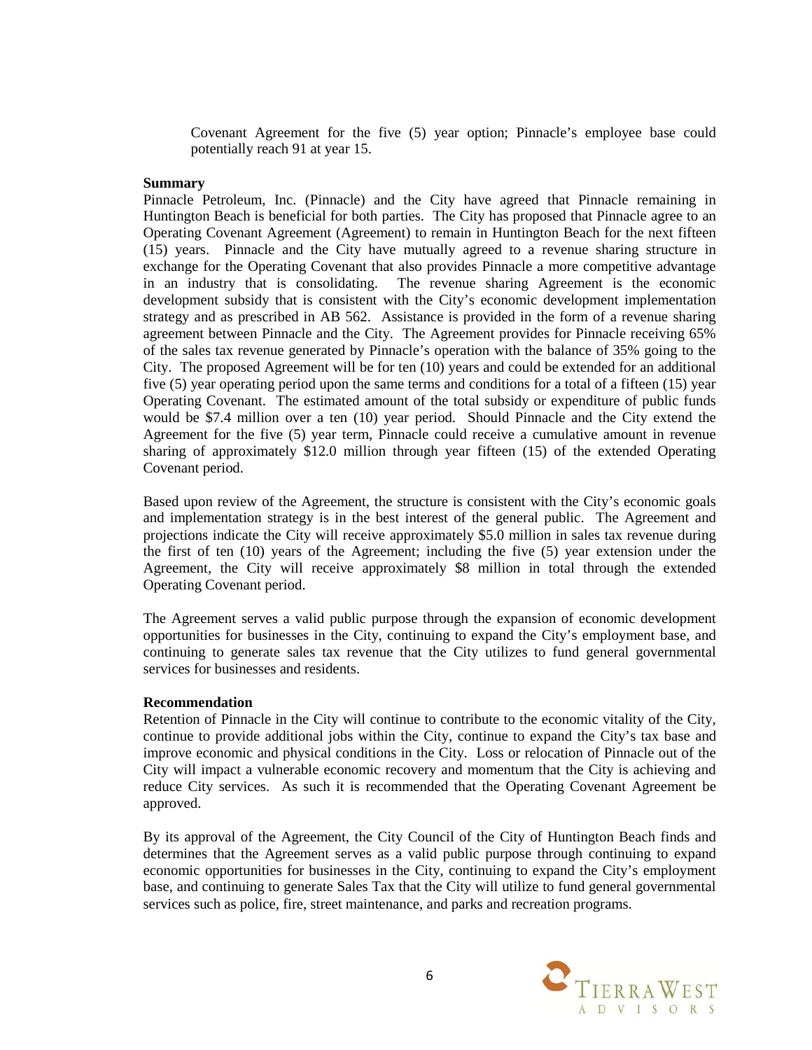Covenant Agreement for the five (5) year option; Pinnacle's employee base could potentially reach 91 at year 15.

**Summary**

Pinnacle Petroleum, Inc. (Pinnacle) and the City have agreed that Pinnacle remaining in Huntington Beach is beneficial for both parties. The City has proposed that Pinnacle agree to an Operating Covenant Agreement (Agreement) to remain in Huntington Beach for the next fifteen (15) years. Pinnacle and the City have mutually agreed to a revenue sharing structure in exchange for the Operating Covenant that also provides Pinnacle a more competitive advantage in an industry that is consolidating. The revenue sharing Agreement is the economic development subsidy that is consistent with the City's economic development implementation strategy and as prescribed in AB 562. Assistance is provided in the form of a revenue sharing agreement between Pinnacle and the City. The Agreement provides for Pinnacle receiving 65% of the sales tax revenue generated by Pinnacle's operation with the balance of 35% going to the City. The proposed Agreement will be for ten (10) years and could be extended for an additional five (5) year operating period upon the same terms and conditions for a total of a fifteen (15) year Operating Covenant. The estimated amount of the total subsidy or expenditure of public funds would be $7.4 million over a ten (10) year period. Should Pinnacle and the City extend the Agreement for the five (5) year term, Pinnacle could receive a cumulative amount in revenue sharing of approximately $12.0 million through year fifteen (15) of the extended Operating Covenant period.

Based upon review of the Agreement, the structure is consistent with the City's economic goals and implementation strategy is in the best interest of the general public. The Agreement and projections indicate the City will receive approximately $5.0 million in sales tax revenue during the first of ten (10) years of the Agreement; including the five (5) year extension under the Agreement, the City will receive approximately $8 million in total through the extended Operating Covenant period.

The Agreement serves a valid public purpose through the expansion of economic development opportunities for businesses in the City, continuing to expand the City's employment base, and continuing to generate sales tax revenue that the City utilizes to fund general governmental services for businesses and residents.

**Recommendation**

Retention of Pinnacle in the City will continue to contribute to the economic vitality of the City, continue to provide additional jobs within the City, continue to expand the City's tax base and improve economic and physical conditions in the City. Loss or relocation of Pinnacle out of the City will impact a vulnerable economic recovery and momentum that the City is achieving and reduce City services. As such it is recommended that the Operating Covenant Agreement be approved.

By its approval of the Agreement, the City Council of the City of Huntington Beach finds and determines that the Agreement serves as a valid public purpose through continuing to expand economic opportunities for businesses in the City, continuing to expand the City's employment base, and continuing to generate Sales Tax that the City will utilize to fund general governmental services such as police, fire, street maintenance, and parks and recreation programs.